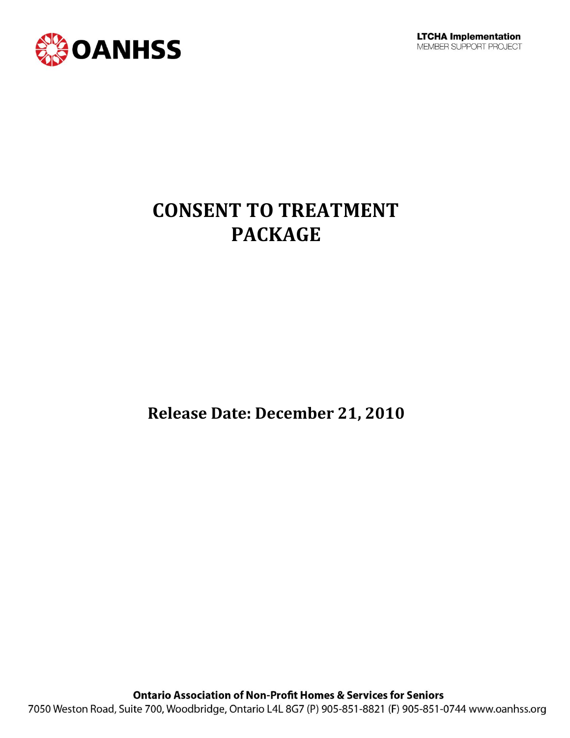OANHSS

**LTCHA Implementation**
MEMBER SUPPORT PROJECT

# CONSENT TO TREATMENT PACKAGE

**Release Date: December 21, 2010**

**Ontario Association of Non-Profit Homes & Services for Seniors**
7050 Weston Road, Suite 700, Woodbridge, Ontario L4L 8G7 (P) 905-851-8821 (F) 905-851-0744 www.oanhss.org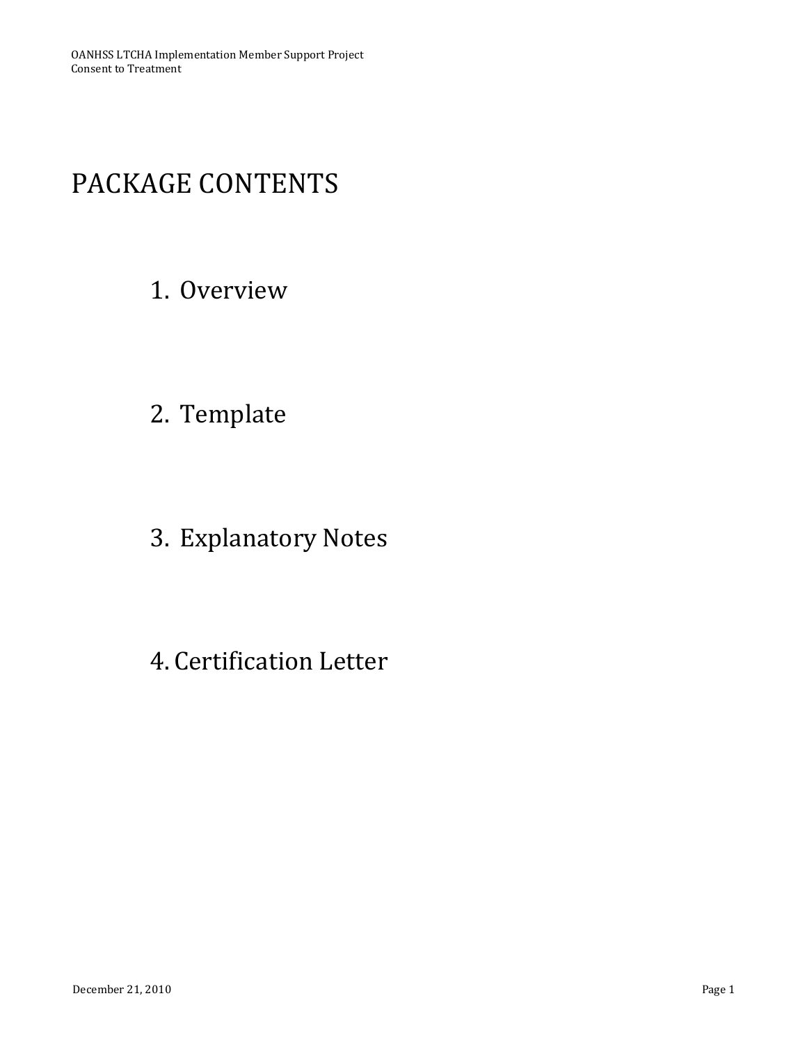# PACKAGE CONTENTS

1. Overview
2. Template
3. Explanatory Notes
4. Certification Letter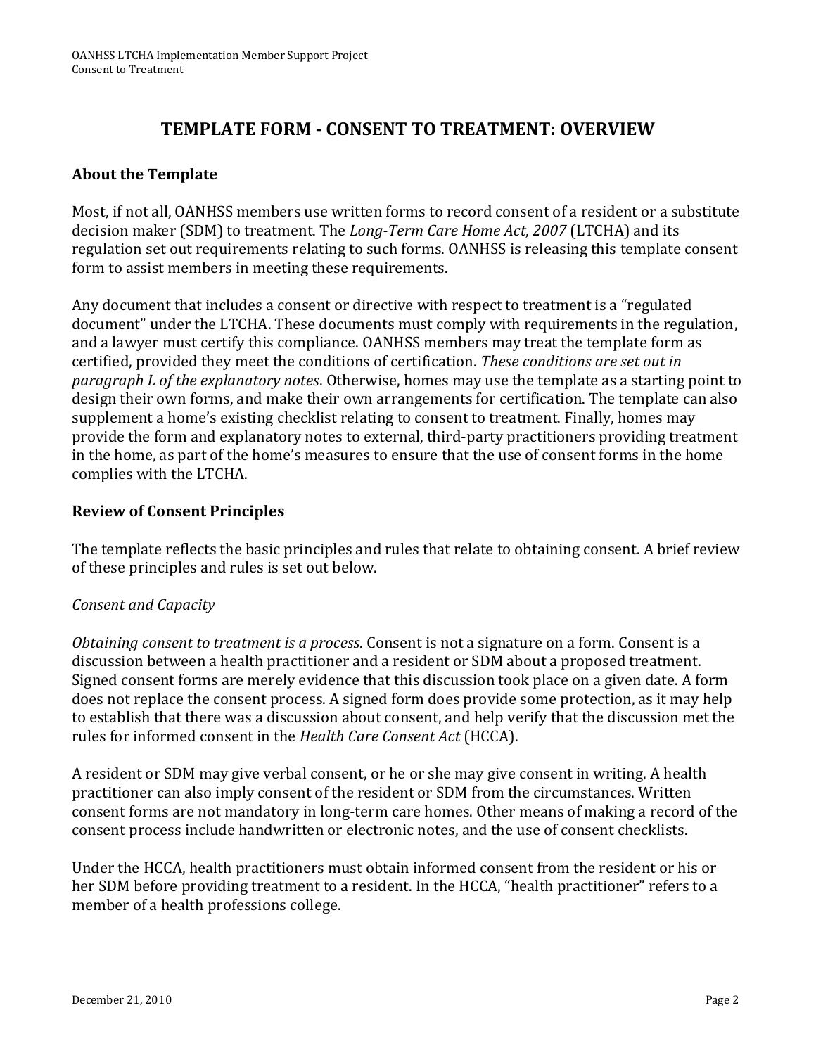# TEMPLATE FORM - CONSENT TO TREATMENT: OVERVIEW

## About the Template

Most, if not all, OANHSS members use written forms to record consent of a resident or a substitute decision maker (SDM) to treatment. The *Long-Term Care Home Act, 2007* (LTCHA) and its regulation set out requirements relating to such forms. OANHSS is releasing this template consent form to assist members in meeting these requirements.

Any document that includes a consent or directive with respect to treatment is a "regulated document" under the LTCHA. These documents must comply with requirements in the regulation, and a lawyer must certify this compliance. OANHSS members may treat the template form as certified, provided they meet the conditions of certification. *These conditions are set out in paragraph L of the explanatory notes*. Otherwise, homes may use the template as a starting point to design their own forms, and make their own arrangements for certification. The template can also supplement a home's existing checklist relating to consent to treatment. Finally, homes may provide the form and explanatory notes to external, third-party practitioners providing treatment in the home, as part of the home's measures to ensure that the use of consent forms in the home complies with the LTCHA.

## Review of Consent Principles

The template reflects the basic principles and rules that relate to obtaining consent. A brief review of these principles and rules is set out below.

### *Consent and Capacity*

*Obtaining consent to treatment is a process*. Consent is not a signature on a form. Consent is a discussion between a health practitioner and a resident or SDM about a proposed treatment. Signed consent forms are merely evidence that this discussion took place on a given date. A form does not replace the consent process. A signed form does provide some protection, as it may help to establish that there was a discussion about consent, and help verify that the discussion met the rules for informed consent in the *Health Care Consent Act* (HCCA).

A resident or SDM may give verbal consent, or he or she may give consent in writing. A health practitioner can also imply consent of the resident or SDM from the circumstances. Written consent forms are not mandatory in long-term care homes. Other means of making a record of the consent process include handwritten or electronic notes, and the use of consent checklists.

Under the HCCA, health practitioners must obtain informed consent from the resident or his or her SDM before providing treatment to a resident. In the HCCA, "health practitioner" refers to a member of a health professions college.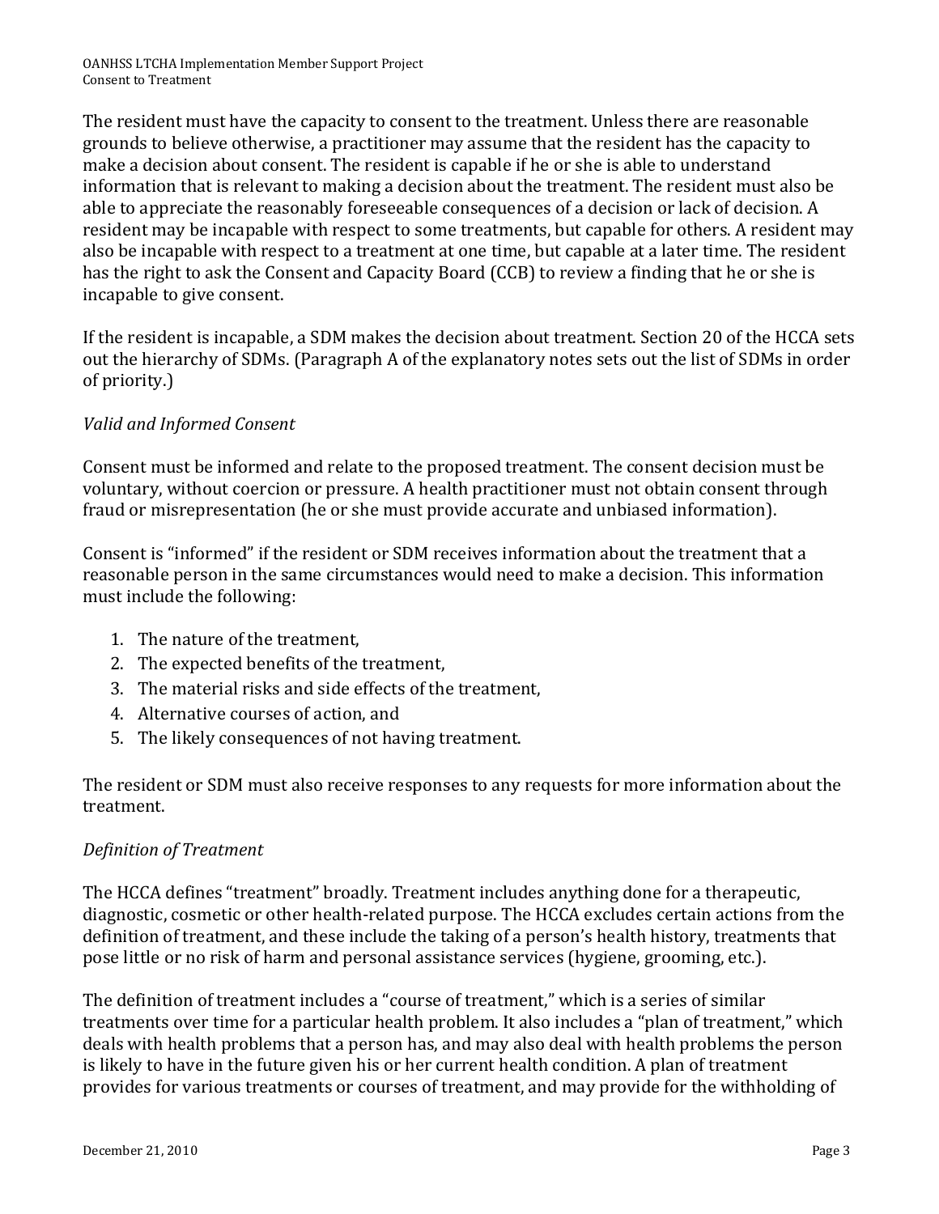The resident must have the capacity to consent to the treatment. Unless there are reasonable grounds to believe otherwise, a practitioner may assume that the resident has the capacity to make a decision about consent. The resident is capable if he or she is able to understand information that is relevant to making a decision about the treatment. The resident must also be able to appreciate the reasonably foreseeable consequences of a decision or lack of decision. A resident may be incapable with respect to some treatments, but capable for others. A resident may also be incapable with respect to a treatment at one time, but capable at a later time. The resident has the right to ask the Consent and Capacity Board (CCB) to review a finding that he or she is incapable to give consent.

If the resident is incapable, a SDM makes the decision about treatment. Section 20 of the HCCA sets out the hierarchy of SDMs. (Paragraph A of the explanatory notes sets out the list of SDMs in order of priority.)

*Valid and Informed Consent*

Consent must be informed and relate to the proposed treatment. The consent decision must be voluntary, without coercion or pressure. A health practitioner must not obtain consent through fraud or misrepresentation (he or she must provide accurate and unbiased information).

Consent is "informed" if the resident or SDM receives information about the treatment that a reasonable person in the same circumstances would need to make a decision. This information must include the following:

1. The nature of the treatment,
2. The expected benefits of the treatment,
3. The material risks and side effects of the treatment,
4. Alternative courses of action, and
5. The likely consequences of not having treatment.

The resident or SDM must also receive responses to any requests for more information about the treatment.

*Definition of Treatment*

The HCCA defines "treatment" broadly. Treatment includes anything done for a therapeutic, diagnostic, cosmetic or other health-related purpose. The HCCA excludes certain actions from the definition of treatment, and these include the taking of a person's health history, treatments that pose little or no risk of harm and personal assistance services (hygiene, grooming, etc.).

The definition of treatment includes a "course of treatment," which is a series of similar treatments over time for a particular health problem. It also includes a "plan of treatment," which deals with health problems that a person has, and may also deal with health problems the person is likely to have in the future given his or her current health condition. A plan of treatment provides for various treatments or courses of treatment, and may provide for the withholding of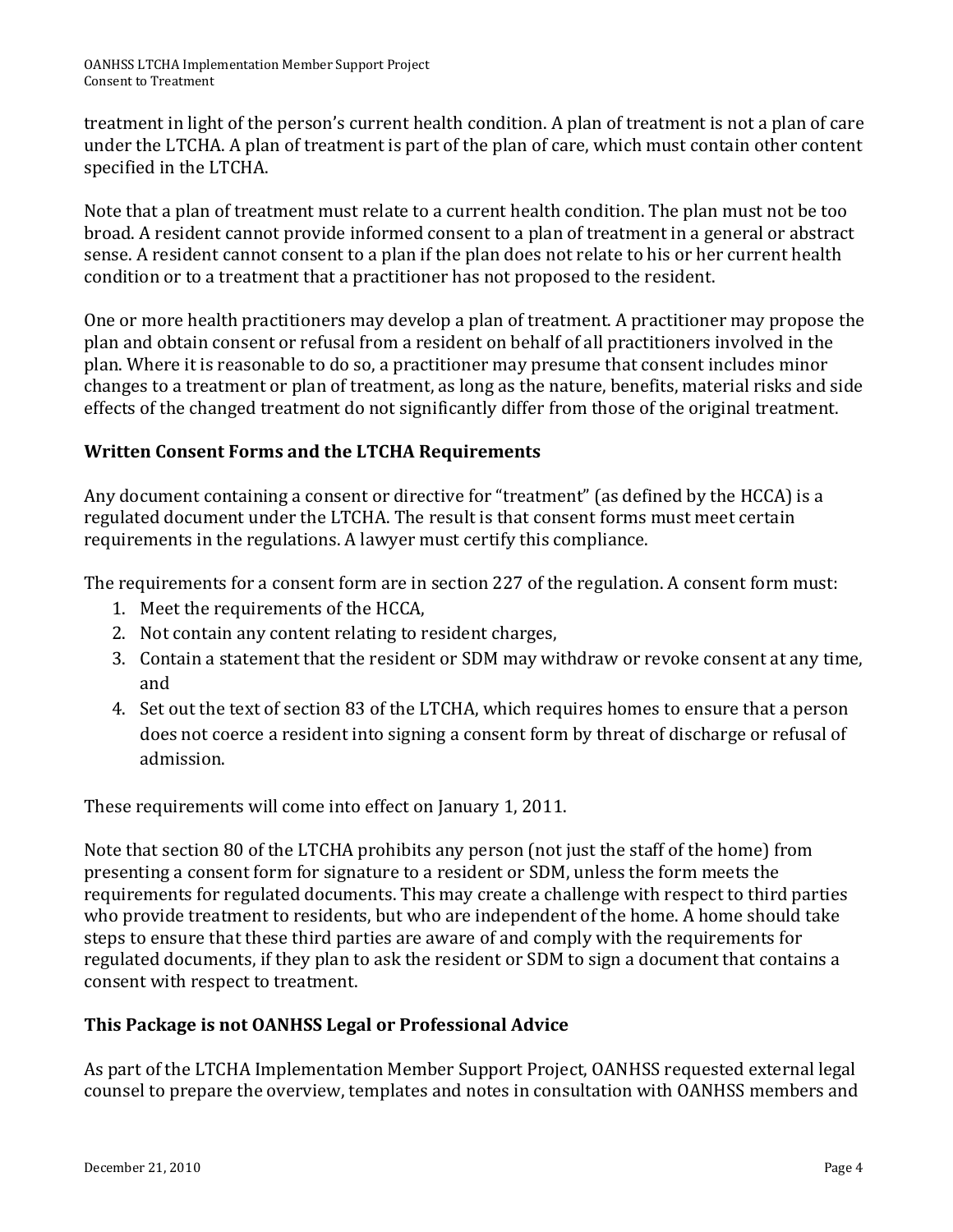treatment in light of the person's current health condition. A plan of treatment is not a plan of care under the LTCHA. A plan of treatment is part of the plan of care, which must contain other content specified in the LTCHA.

Note that a plan of treatment must relate to a current health condition. The plan must not be too broad. A resident cannot provide informed consent to a plan of treatment in a general or abstract sense. A resident cannot consent to a plan if the plan does not relate to his or her current health condition or to a treatment that a practitioner has not proposed to the resident.

One or more health practitioners may develop a plan of treatment. A practitioner may propose the plan and obtain consent or refusal from a resident on behalf of all practitioners involved in the plan. Where it is reasonable to do so, a practitioner may presume that consent includes minor changes to a treatment or plan of treatment, as long as the nature, benefits, material risks and side effects of the changed treatment do not significantly differ from those of the original treatment.

**Written Consent Forms and the LTCHA Requirements**

Any document containing a consent or directive for "treatment" (as defined by the HCCA) is a regulated document under the LTCHA. The result is that consent forms must meet certain requirements in the regulations. A lawyer must certify this compliance.

The requirements for a consent form are in section 227 of the regulation. A consent form must:

1. Meet the requirements of the HCCA,
2. Not contain any content relating to resident charges,
3. Contain a statement that the resident or SDM may withdraw or revoke consent at any time, and
4. Set out the text of section 83 of the LTCHA, which requires homes to ensure that a person does not coerce a resident into signing a consent form by threat of discharge or refusal of admission.

These requirements will come into effect on January 1, 2011.

Note that section 80 of the LTCHA prohibits any person (not just the staff of the home) from presenting a consent form for signature to a resident or SDM, unless the form meets the requirements for regulated documents. This may create a challenge with respect to third parties who provide treatment to residents, but who are independent of the home. A home should take steps to ensure that these third parties are aware of and comply with the requirements for regulated documents, if they plan to ask the resident or SDM to sign a document that contains a consent with respect to treatment.

**This Package is not OANHSS Legal or Professional Advice**

As part of the LTCHA Implementation Member Support Project, OANHSS requested external legal counsel to prepare the overview, templates and notes in consultation with OANHSS members and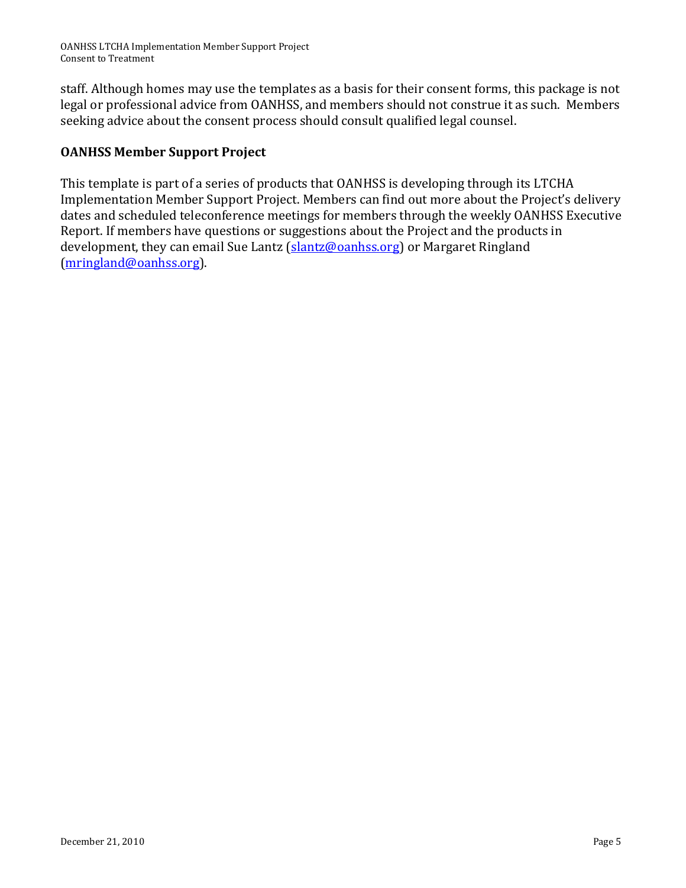staff. Although homes may use the templates as a basis for their consent forms, this package is not legal or professional advice from OANHSS, and members should not construe it as such. Members seeking advice about the consent process should consult qualified legal counsel.

## OANHSS Member Support Project

This template is part of a series of products that OANHSS is developing through its LTCHA Implementation Member Support Project. Members can find out more about the Project's delivery dates and scheduled teleconference meetings for members through the weekly OANHSS Executive Report. If members have questions or suggestions about the Project and the products in development, they can email Sue Lantz (slantz@oanhss.org) or Margaret Ringland (mringland@oanhss.org).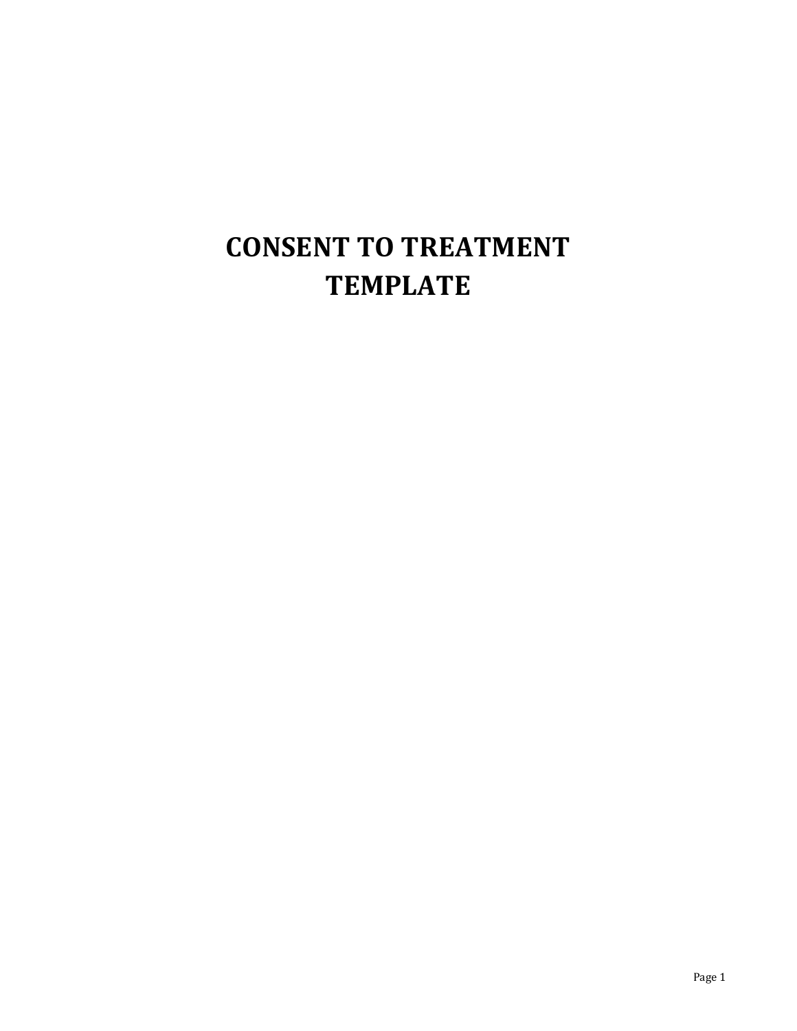# CONSENT TO TREATMENT TEMPLATE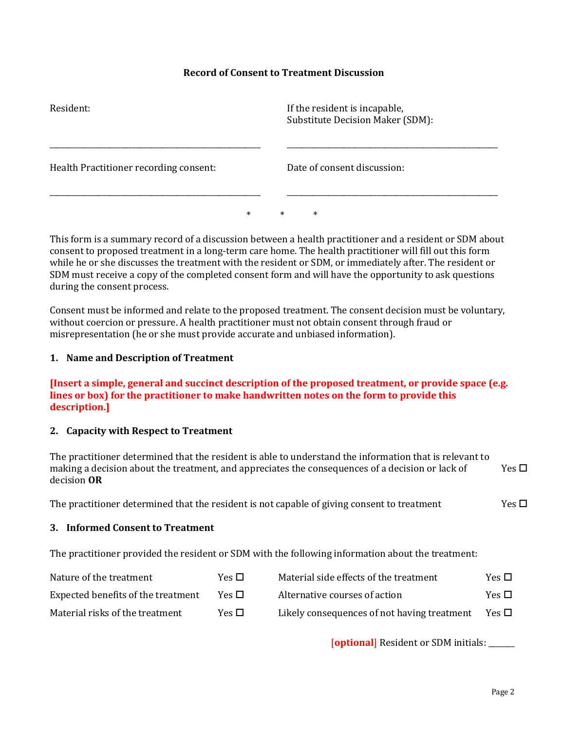**Record of Consent to Treatment Discussion**

| Resident: | If the resident is incapable, Substitute Decision Maker (SDM): |
|---|---|
| ______________________________ | ______________________________ |
| Health Practitioner recording consent: | Date of consent discussion: |
| ______________________________ | ______________________________ |

\* \* \*

This form is a summary record of a discussion between a health practitioner and a resident or SDM about consent to proposed treatment in a long-term care home. The health practitioner will fill out this form while he or she discusses the treatment with the resident or SDM, or immediately after. The resident or SDM must receive a copy of the completed consent form and will have the opportunity to ask questions during the consent process.

Consent must be informed and relate to the proposed treatment. The consent decision must be voluntary, without coercion or pressure. A health practitioner must not obtain consent through fraud or misrepresentation (he or she must provide accurate and unbiased information).

**1. Name and Description of Treatment**

**[Insert a simple, general and succinct description of the proposed treatment, or provide space (e.g. lines or box) for the practitioner to make handwritten notes on the form to provide this description.]**

**2. Capacity with Respect to Treatment**

The practitioner determined that the resident is able to understand the information that is relevant to making a decision about the treatment, and appreciates the consequences of a decision or lack of decision **OR** Yes ☐

The practitioner determined that the resident is not capable of giving consent to treatment Yes ☐

**3. Informed Consent to Treatment**

The practitioner provided the resident or SDM with the following information about the treatment:

| | | | |
|---|---|---|---|
| Nature of the treatment | Yes ☐ | Material side effects of the treatment | Yes ☐ |
| Expected benefits of the treatment | Yes ☐ | Alternative courses of action | Yes ☐ |
| Material risks of the treatment | Yes ☐ | Likely consequences of not having treatment | Yes ☐ |

[optional] Resident or SDM initials: ______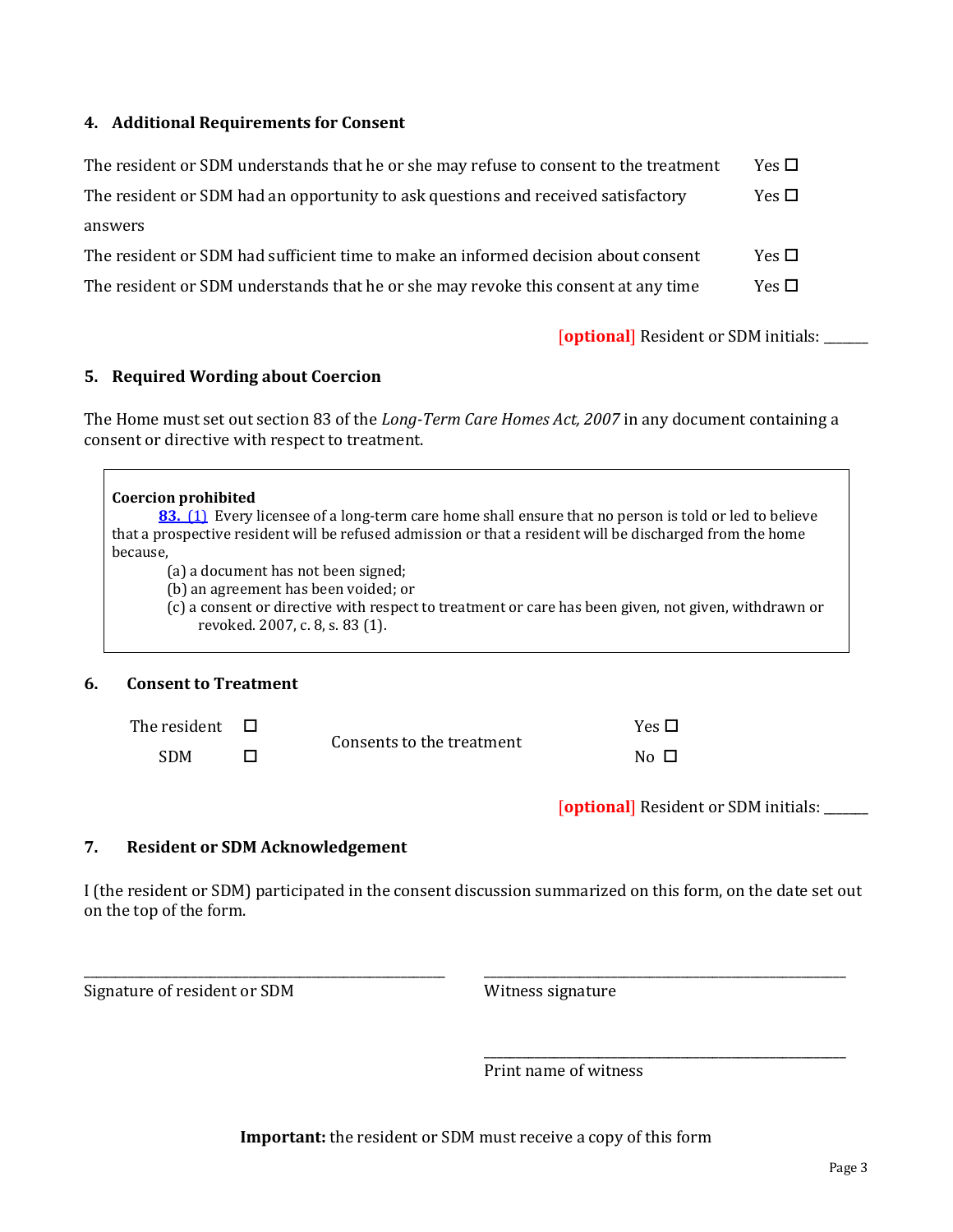## 4. Additional Requirements for Consent

| | |
|---|---|
| The resident or SDM understands that he or she may refuse to consent to the treatment | Yes ☐ |
| The resident or SDM had an opportunity to ask questions and received satisfactory answers | Yes ☐ |
| The resident or SDM had sufficient time to make an informed decision about consent | Yes ☐ |
| The resident or SDM understands that he or she may revoke this consent at any time | Yes ☐ |

[optional] Resident or SDM initials: ______

## 5. Required Wording about Coercion

The Home must set out section 83 of the *Long-Term Care Homes Act, 2007* in any document containing a consent or directive with respect to treatment.

> **Coercion prohibited**
>
> **83.** (1) Every licensee of a long-term care home shall ensure that no person is told or led to believe that a prospective resident will be refused admission or that a resident will be discharged from the home because,
>
> (a) a document has not been signed;
>
> (b) an agreement has been voided; or
>
> (c) a consent or directive with respect to treatment or care has been given, not given, withdrawn or revoked. 2007, c. 8, s. 83 (1).

## 6. Consent to Treatment

| | | | |
|---|---|---|---|
| The resident | ☐ | Consents to the treatment | Yes ☐ |
| SDM | ☐ | | No ☐ |

[optional] Resident or SDM initials: ______

## 7. Resident or SDM Acknowledgement

I (the resident or SDM) participated in the consent discussion summarized on this form, on the date set out on the top of the form.

_______________________________ Signature of resident or SDM

_______________________________ Witness signature

_______________________________ Print name of witness

**Important:** the resident or SDM must receive a copy of this form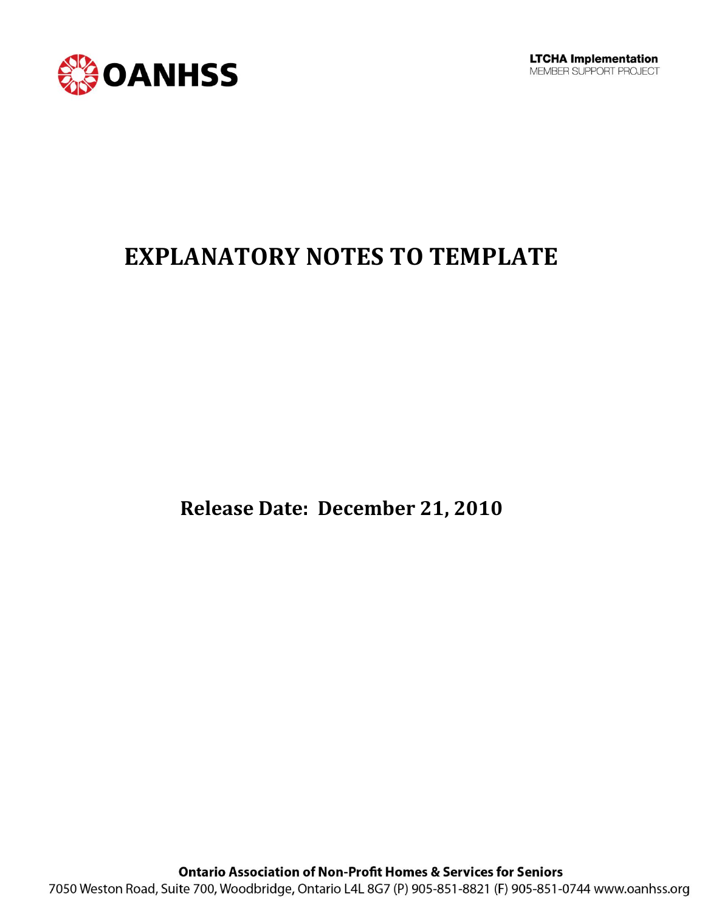**LTCHA Implementation**
MEMBER SUPPORT PROJECT

# EXPLANATORY NOTES TO TEMPLATE

**Release Date: December 21, 2010**

**Ontario Association of Non-Profit Homes & Services for Seniors**
7050 Weston Road, Suite 700, Woodbridge, Ontario L4L 8G7 (P) 905-851-8821 (F) 905-851-0744 www.oanhss.org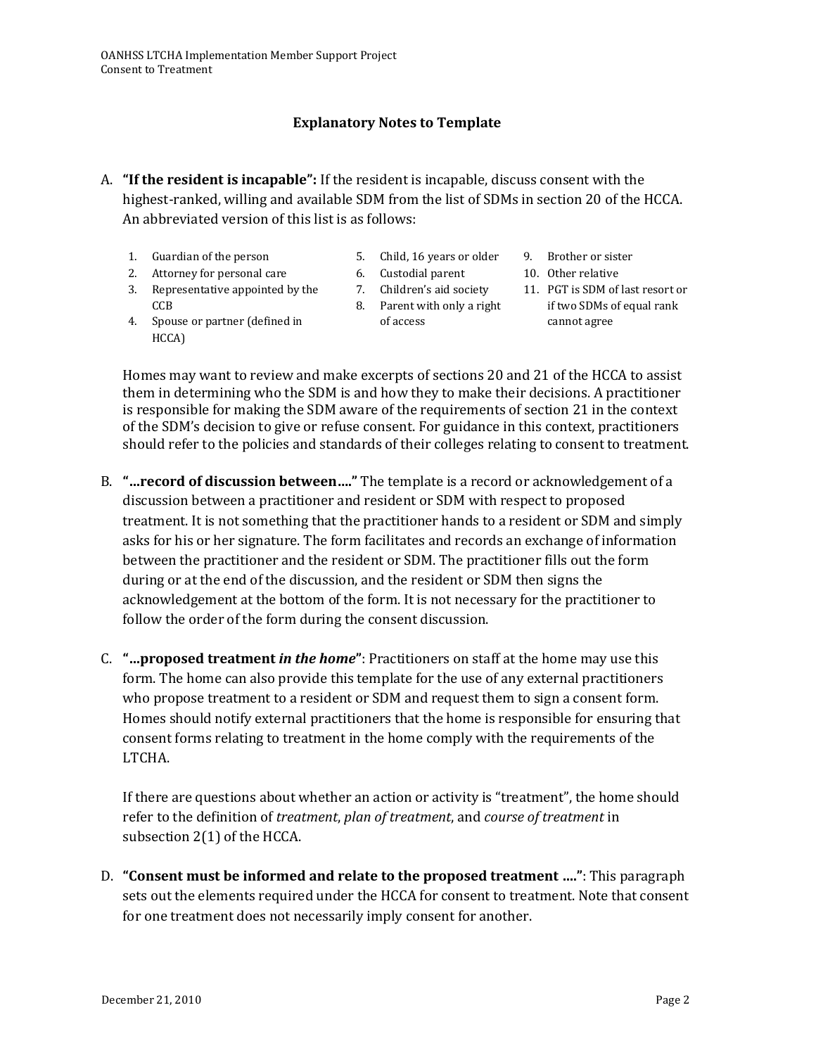## Explanatory Notes to Template

A. **"If the resident is incapable":** If the resident is incapable, discuss consent with the highest-ranked, willing and available SDM from the list of SDMs in section 20 of the HCCA. An abbreviated version of this list is as follows:

1. Guardian of the person
2. Attorney for personal care
3. Representative appointed by the CCB
4. Spouse or partner (defined in HCCA)
5. Child, 16 years or older
6. Custodial parent
7. Children's aid society
8. Parent with only a right of access
9. Brother or sister
10. Other relative
11. PGT is SDM of last resort or if two SDMs of equal rank cannot agree

Homes may want to review and make excerpts of sections 20 and 21 of the HCCA to assist them in determining who the SDM is and how they to make their decisions. A practitioner is responsible for making the SDM aware of the requirements of section 21 in the context of the SDM's decision to give or refuse consent. For guidance in this context, practitioners should refer to the policies and standards of their colleges relating to consent to treatment.

B. **"...record of discussion between...."** The template is a record or acknowledgement of a discussion between a practitioner and resident or SDM with respect to proposed treatment. It is not something that the practitioner hands to a resident or SDM and simply asks for his or her signature. The form facilitates and records an exchange of information between the practitioner and the resident or SDM. The practitioner fills out the form during or at the end of the discussion, and the resident or SDM then signs the acknowledgement at the bottom of the form. It is not necessary for the practitioner to follow the order of the form during the consent discussion.

C. **"...proposed treatment *in the home*"**: Practitioners on staff at the home may use this form. The home can also provide this template for the use of any external practitioners who propose treatment to a resident or SDM and request them to sign a consent form. Homes should notify external practitioners that the home is responsible for ensuring that consent forms relating to treatment in the home comply with the requirements of the LTCHA.

If there are questions about whether an action or activity is "treatment", the home should refer to the definition of *treatment*, *plan of treatment*, and *course of treatment* in subsection 2(1) of the HCCA.

D. **"Consent must be informed and relate to the proposed treatment ...."**: This paragraph sets out the elements required under the HCCA for consent to treatment. Note that consent for one treatment does not necessarily imply consent for another.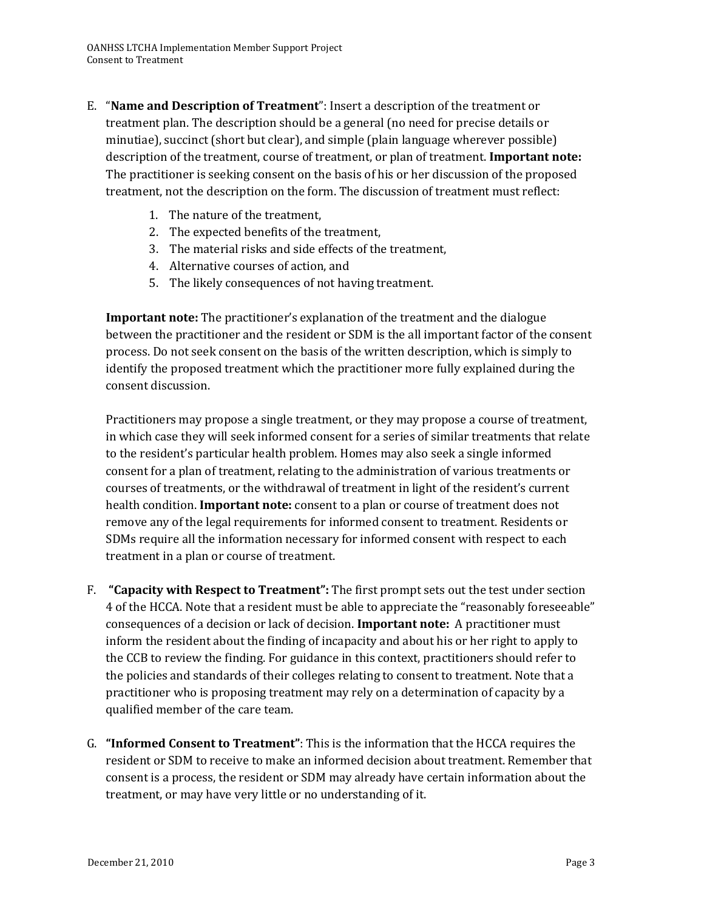E. "**Name and Description of Treatment**": Insert a description of the treatment or treatment plan. The description should be a general (no need for precise details or minutiae), succinct (short but clear), and simple (plain language wherever possible) description of the treatment, course of treatment, or plan of treatment. **Important note:** The practitioner is seeking consent on the basis of his or her discussion of the proposed treatment, not the description on the form. The discussion of treatment must reflect:

    1. The nature of the treatment,
    2. The expected benefits of the treatment,
    3. The material risks and side effects of the treatment,
    4. Alternative courses of action, and
    5. The likely consequences of not having treatment.

   **Important note:** The practitioner's explanation of the treatment and the dialogue between the practitioner and the resident or SDM is the all important factor of the consent process. Do not seek consent on the basis of the written description, which is simply to identify the proposed treatment which the practitioner more fully explained during the consent discussion.

   Practitioners may propose a single treatment, or they may propose a course of treatment, in which case they will seek informed consent for a series of similar treatments that relate to the resident's particular health problem. Homes may also seek a single informed consent for a plan of treatment, relating to the administration of various treatments or courses of treatments, or the withdrawal of treatment in light of the resident's current health condition. **Important note:** consent to a plan or course of treatment does not remove any of the legal requirements for informed consent to treatment. Residents or SDMs require all the information necessary for informed consent with respect to each treatment in a plan or course of treatment.

F. **"Capacity with Respect to Treatment":** The first prompt sets out the test under section 4 of the HCCA. Note that a resident must be able to appreciate the "reasonably foreseeable" consequences of a decision or lack of decision. **Important note:** A practitioner must inform the resident about the finding of incapacity and about his or her right to apply to the CCB to review the finding. For guidance in this context, practitioners should refer to the policies and standards of their colleges relating to consent to treatment. Note that a practitioner who is proposing treatment may rely on a determination of capacity by a qualified member of the care team.

G. **"Informed Consent to Treatment"**: This is the information that the HCCA requires the resident or SDM to receive to make an informed decision about treatment. Remember that consent is a process, the resident or SDM may already have certain information about the treatment, or may have very little or no understanding of it.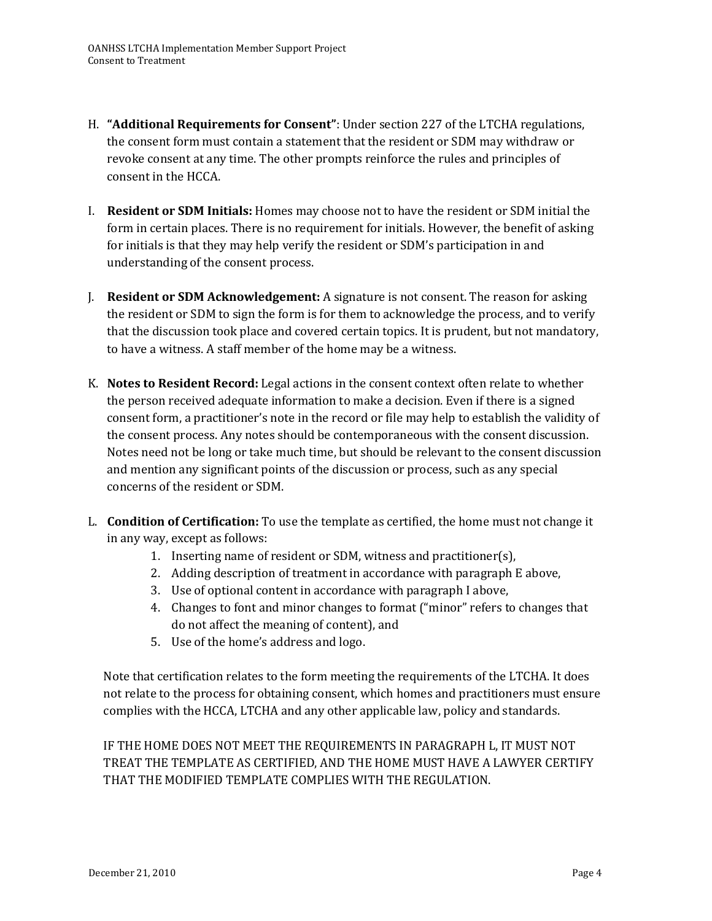H. **"Additional Requirements for Consent"**: Under section 227 of the LTCHA regulations, the consent form must contain a statement that the resident or SDM may withdraw or revoke consent at any time. The other prompts reinforce the rules and principles of consent in the HCCA.

I. **Resident or SDM Initials:** Homes may choose not to have the resident or SDM initial the form in certain places. There is no requirement for initials. However, the benefit of asking for initials is that they may help verify the resident or SDM's participation in and understanding of the consent process.

J. **Resident or SDM Acknowledgement:** A signature is not consent. The reason for asking the resident or SDM to sign the form is for them to acknowledge the process, and to verify that the discussion took place and covered certain topics. It is prudent, but not mandatory, to have a witness. A staff member of the home may be a witness.

K. **Notes to Resident Record:** Legal actions in the consent context often relate to whether the person received adequate information to make a decision. Even if there is a signed consent form, a practitioner's note in the record or file may help to establish the validity of the consent process. Any notes should be contemporaneous with the consent discussion. Notes need not be long or take much time, but should be relevant to the consent discussion and mention any significant points of the discussion or process, such as any special concerns of the resident or SDM.

L. **Condition of Certification:** To use the template as certified, the home must not change it in any way, except as follows:
   1. Inserting name of resident or SDM, witness and practitioner(s),
   2. Adding description of treatment in accordance with paragraph E above,
   3. Use of optional content in accordance with paragraph I above,
   4. Changes to font and minor changes to format ("minor" refers to changes that do not affect the meaning of content), and
   5. Use of the home's address and logo.

   Note that certification relates to the form meeting the requirements of the LTCHA. It does not relate to the process for obtaining consent, which homes and practitioners must ensure complies with the HCCA, LTCHA and any other applicable law, policy and standards.

   IF THE HOME DOES NOT MEET THE REQUIREMENTS IN PARAGRAPH L, IT MUST NOT TREAT THE TEMPLATE AS CERTIFIED, AND THE HOME MUST HAVE A LAWYER CERTIFY THAT THE MODIFIED TEMPLATE COMPLIES WITH THE REGULATION.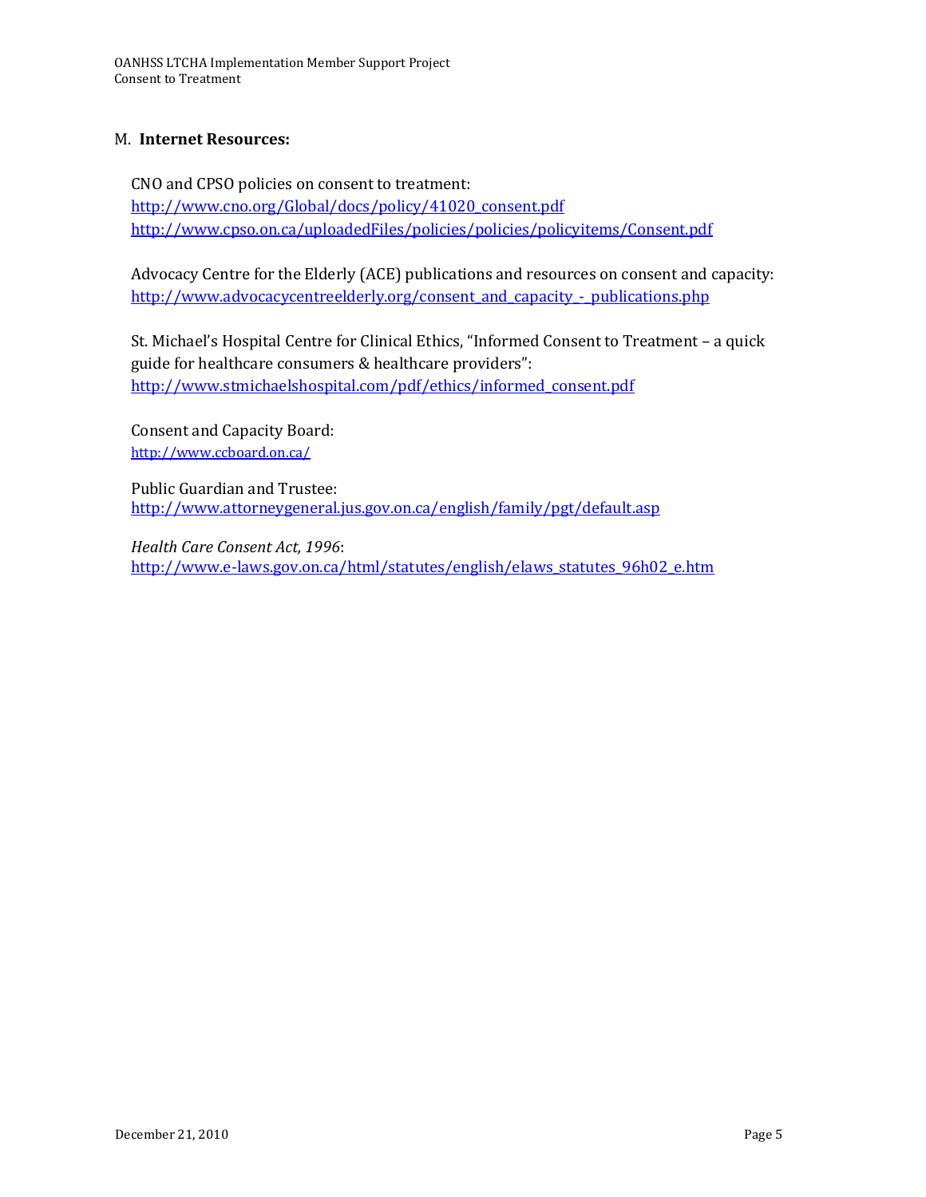## M. **Internet Resources:**

CNO and CPSO policies on consent to treatment:
http://www.cno.org/Global/docs/policy/41020_consent.pdf
http://www.cpso.on.ca/uploadedFiles/policies/policies/policyitems/Consent.pdf

Advocacy Centre for the Elderly (ACE) publications and resources on consent and capacity:
http://www.advocacycentreelderly.org/consent_and_capacity_-_publications.php

St. Michael's Hospital Centre for Clinical Ethics, "Informed Consent to Treatment – a quick guide for healthcare consumers & healthcare providers":
http://www.stmichaelshospital.com/pdf/ethics/informed_consent.pdf

Consent and Capacity Board:
http://www.ccboard.on.ca/

Public Guardian and Trustee:
http://www.attorneygeneral.jus.gov.on.ca/english/family/pgt/default.asp

*Health Care Consent Act, 1996*:
http://www.e-laws.gov.on.ca/html/statutes/english/elaws_statutes_96h02_e.htm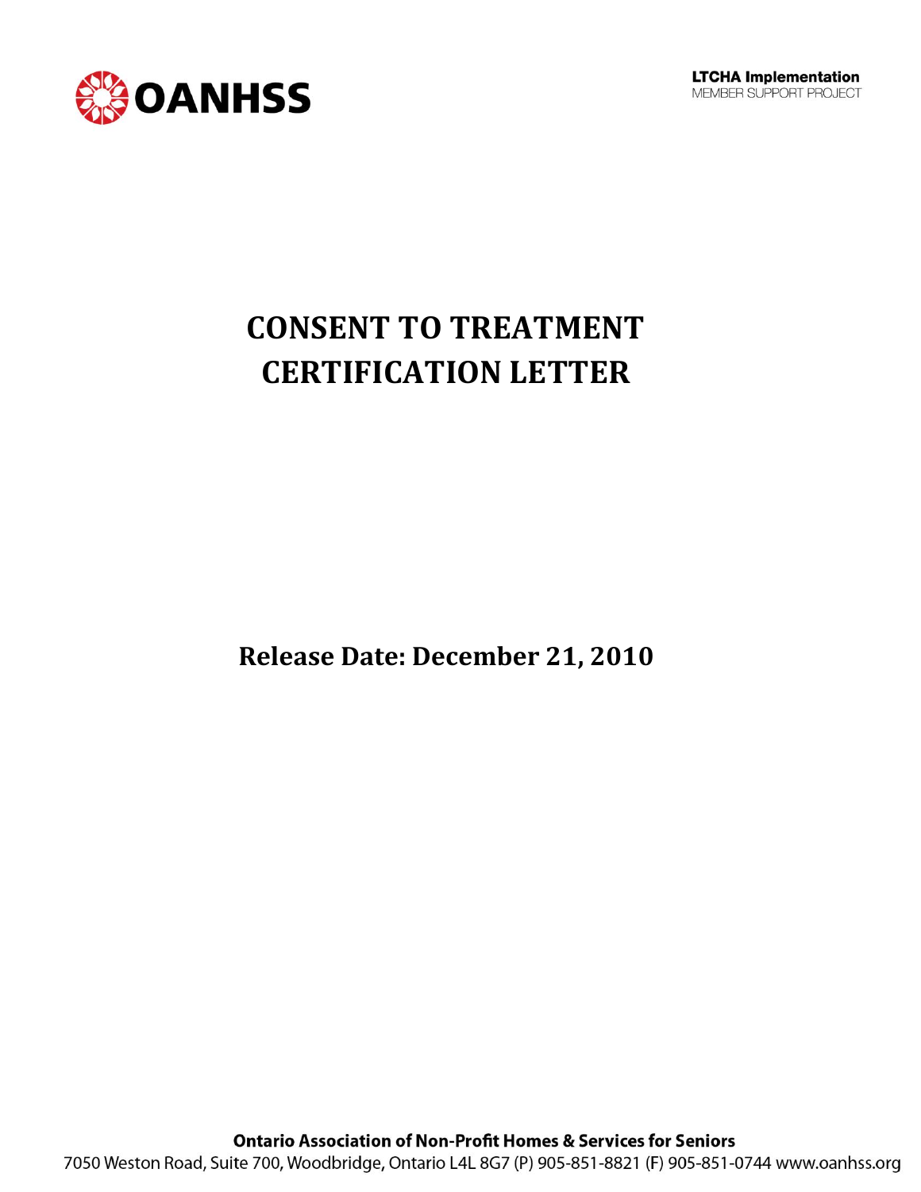OANHSS

**LTCHA Implementation**
MEMBER SUPPORT PROJECT

# CONSENT TO TREATMENT CERTIFICATION LETTER

**Release Date: December 21, 2010**

**Ontario Association of Non-Profit Homes & Services for Seniors**
7050 Weston Road, Suite 700, Woodbridge, Ontario L4L 8G7 (P) 905-851-8821 (F) 905-851-0744 www.oanhss.org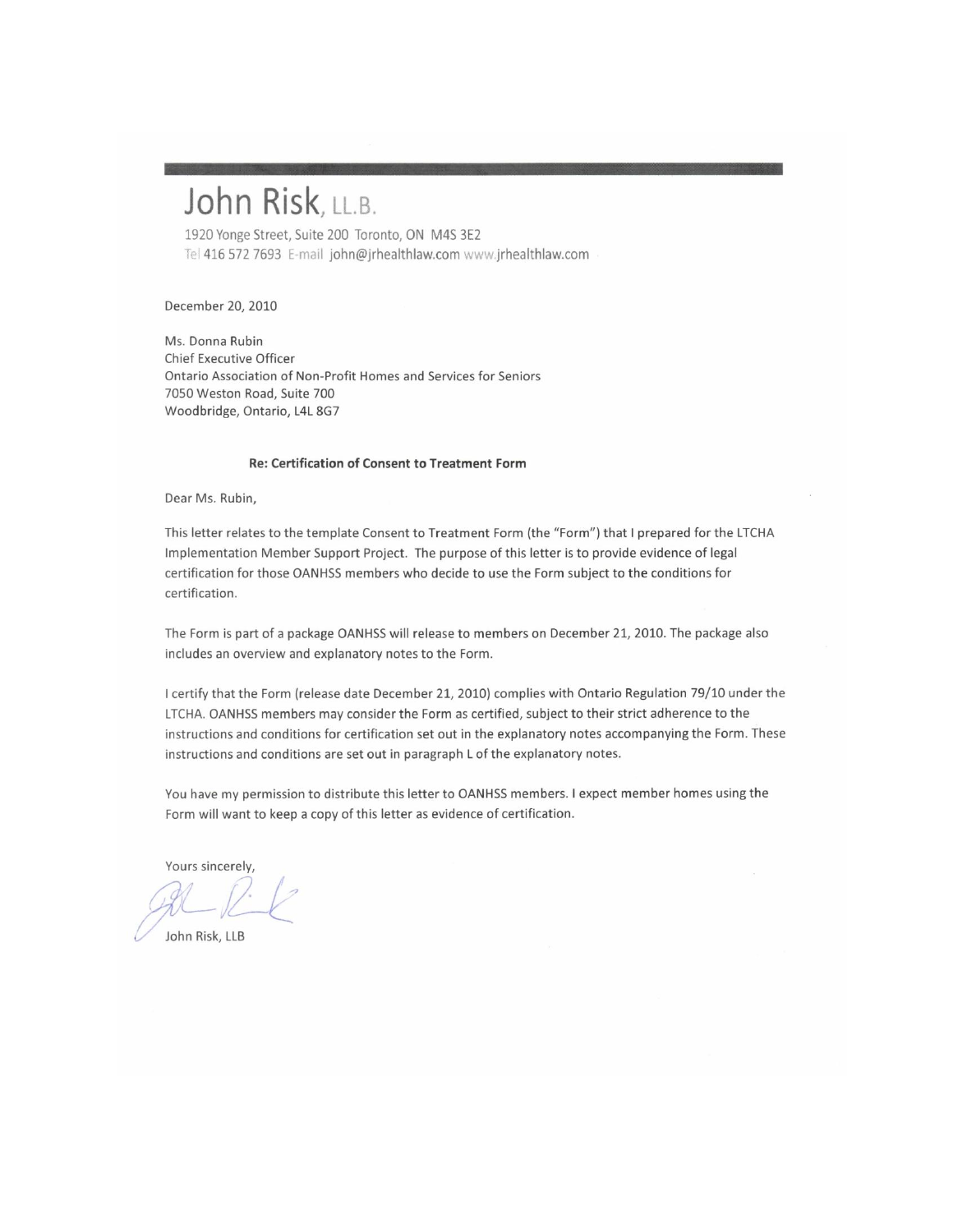# John Risk, LL.B.

1920 Yonge Street, Suite 200 Toronto, ON M4S 3E2
Tel 416 572 7693 E-mail john@jrhealthlaw.com www.jrhealthlaw.com

December 20, 2010

Ms. Donna Rubin
Chief Executive Officer
Ontario Association of Non-Profit Homes and Services for Seniors
7050 Weston Road, Suite 700
Woodbridge, Ontario, L4L 8G7

**Re: Certification of Consent to Treatment Form**

Dear Ms. Rubin,

This letter relates to the template Consent to Treatment Form (the "Form") that I prepared for the LTCHA Implementation Member Support Project. The purpose of this letter is to provide evidence of legal certification for those OANHSS members who decide to use the Form subject to the conditions for certification.

The Form is part of a package OANHSS will release to members on December 21, 2010. The package also includes an overview and explanatory notes to the Form.

I certify that the Form (release date December 21, 2010) complies with Ontario Regulation 79/10 under the LTCHA. OANHSS members may consider the Form as certified, subject to their strict adherence to the instructions and conditions for certification set out in the explanatory notes accompanying the Form. These instructions and conditions are set out in paragraph L of the explanatory notes.

You have my permission to distribute this letter to OANHSS members. I expect member homes using the Form will want to keep a copy of this letter as evidence of certification.

Yours sincerely,

John Risk, LLB